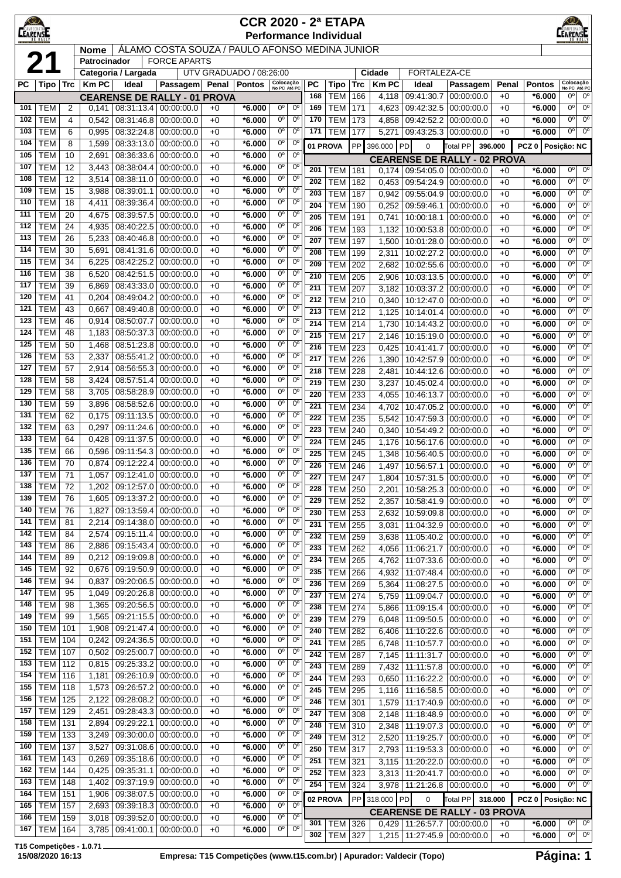# CCR 2020 - 2ª ETAPA

## Performance Individual

**21**

| Nome | ÁLAMO COSTA SOUZA / PAULO AFONSO MEDINA JUNIOR |
|---|---|
| Patrocinador | FORCE APARTS |
| Categoria / Largada | UTV GRADUADO / 08:26:00 |
| Cidade | FORTALEZA-CE |

| PC | Tipo | Trc | Km PC | Ideal | Passagem | Penal | Pontos | Colocação No PC | Colocação Até PC |
|---|---|---|---|---|---|---|---|---|---|
| **CEARENSE DE RALLY - 01 PROVA** | | | | | | | | | |
| 101 | TEM | 2 | 0,141 | 08:31:13.4 | 00:00:00.0 | +0 | *6.000 | 0º | 0º |
| 102 | TEM | 4 | 0,542 | 08:31:46.8 | 00:00:00.0 | +0 | *6.000 | 0º | 0º |
| 103 | TEM | 6 | 0,995 | 08:32:24.8 | 00:00:00.0 | +0 | *6.000 | 0º | 0º |
| 104 | TEM | 8 | 1,599 | 08:33:13.0 | 00:00:00.0 | +0 | *6.000 | 0º | 0º |
| 105 | TEM | 10 | 2,691 | 08:36:33.6 | 00:00:00.0 | +0 | *6.000 | 0º | 0º |
| 107 | TEM | 12 | 3,443 | 08:38:04.4 | 00:00:00.0 | +0 | *6.000 | 0º | 0º |
| 108 | TEM | 12 | 3,514 | 08:38:11.0 | 00:00:00.0 | +0 | *6.000 | 0º | 0º |
| 109 | TEM | 15 | 3,988 | 08:39:01.1 | 00:00:00.0 | +0 | *6.000 | 0º | 0º |
| 110 | TEM | 18 | 4,411 | 08:39:36.4 | 00:00:00.0 | +0 | *6.000 | 0º | 0º |
| 111 | TEM | 20 | 4,675 | 08:39:57.5 | 00:00:00.0 | +0 | *6.000 | 0º | 0º |
| 112 | TEM | 24 | 4,935 | 08:40:22.5 | 00:00:00.0 | +0 | *6.000 | 0º | 0º |
| 113 | TEM | 26 | 5,233 | 08:40:46.8 | 00:00:00.0 | +0 | *6.000 | 0º | 0º |
| 114 | TEM | 30 | 5,691 | 08:41:31.6 | 00:00:00.0 | +0 | *6.000 | 0º | 0º |
| 115 | TEM | 34 | 6,225 | 08:42:25.2 | 00:00:00.0 | +0 | *6.000 | 0º | 0º |
| 116 | TEM | 38 | 6,520 | 08:42:51.5 | 00:00:00.0 | +0 | *6.000 | 0º | 0º |
| 117 | TEM | 39 | 6,869 | 08:43:33.0 | 00:00:00.0 | +0 | *6.000 | 0º | 0º |
| 120 | TEM | 41 | 0,204 | 08:49:04.2 | 00:00:00.0 | +0 | *6.000 | 0º | 0º |
| 121 | TEM | 43 | 0,667 | 08:49:40.8 | 00:00:00.0 | +0 | *6.000 | 0º | 0º |
| 123 | TEM | 46 | 0,914 | 08:50:07.7 | 00:00:00.0 | +0 | *6.000 | 0º | 0º |
| 124 | TEM | 48 | 1,183 | 08:50:37.3 | 00:00:00.0 | +0 | *6.000 | 0º | 0º |
| 125 | TEM | 50 | 1,468 | 08:51:23.8 | 00:00:00.0 | +0 | *6.000 | 0º | 0º |
| 126 | TEM | 53 | 2,337 | 08:55:41.2 | 00:00:00.0 | +0 | *6.000 | 0º | 0º |
| 127 | TEM | 57 | 2,914 | 08:56:55.3 | 00:00:00.0 | +0 | *6.000 | 0º | 0º |
| 128 | TEM | 58 | 3,424 | 08:57:51.4 | 00:00:00.0 | +0 | *6.000 | 0º | 0º |
| 129 | TEM | 58 | 3,705 | 08:58:28.9 | 00:00:00.0 | +0 | *6.000 | 0º | 0º |
| 130 | TEM | 59 | 3,896 | 08:58:52.6 | 00:00:00.0 | +0 | *6.000 | 0º | 0º |
| 131 | TEM | 62 | 0,175 | 09:11:13.5 | 00:00:00.0 | +0 | *6.000 | 0º | 0º |
| 132 | TEM | 63 | 0,297 | 09:11:24.6 | 00:00:00.0 | +0 | *6.000 | 0º | 0º |
| 133 | TEM | 64 | 0,428 | 09:11:37.5 | 00:00:00.0 | +0 | *6.000 | 0º | 0º |
| 135 | TEM | 66 | 0,596 | 09:11:54.3 | 00:00:00.0 | +0 | *6.000 | 0º | 0º |
| 136 | TEM | 70 | 0,874 | 09:12:22.4 | 00:00:00.0 | +0 | *6.000 | 0º | 0º |
| 137 | TEM | 71 | 1,057 | 09:12:41.0 | 00:00:00.0 | +0 | *6.000 | 0º | 0º |
| 138 | TEM | 72 | 1,202 | 09:12:57.0 | 00:00:00.0 | +0 | *6.000 | 0º | 0º |
| 139 | TEM | 76 | 1,605 | 09:13:37.2 | 00:00:00.0 | +0 | *6.000 | 0º | 0º |
| 140 | TEM | 76 | 1,827 | 09:13:59.4 | 00:00:00.0 | +0 | *6.000 | 0º | 0º |
| 141 | TEM | 81 | 2,214 | 09:14:38.0 | 00:00:00.0 | +0 | *6.000 | 0º | 0º |
| 142 | TEM | 84 | 2,574 | 09:15:11.4 | 00:00:00.0 | +0 | *6.000 | 0º | 0º |
| 143 | TEM | 86 | 2,886 | 09:15:43.4 | 00:00:00.0 | +0 | *6.000 | 0º | 0º |
| 144 | TEM | 89 | 0,212 | 09:19:09.8 | 00:00:00.0 | +0 | *6.000 | 0º | 0º |
| 145 | TEM | 92 | 0,676 | 09:19:50.9 | 00:00:00.0 | +0 | *6.000 | 0º | 0º |
| 146 | TEM | 94 | 0,837 | 09:20:06.5 | 00:00:00.0 | +0 | *6.000 | 0º | 0º |
| 147 | TEM | 95 | 1,049 | 09:20:26.8 | 00:00:00.0 | +0 | *6.000 | 0º | 0º |
| 148 | TEM | 98 | 1,365 | 09:20:56.5 | 00:00:00.0 | +0 | *6.000 | 0º | 0º |
| 149 | TEM | 99 | 1,565 | 09:21:15.5 | 00:00:00.0 | +0 | *6.000 | 0º | 0º |
| 150 | TEM | 101 | 1,908 | 09:21:47.4 | 00:00:00.0 | +0 | *6.000 | 0º | 0º |
| 151 | TEM | 104 | 0,242 | 09:24:36.5 | 00:00:00.0 | +0 | *6.000 | 0º | 0º |
| 152 | TEM | 107 | 0,502 | 09:25:00.7 | 00:00:00.0 | +0 | *6.000 | 0º | 0º |
| 153 | TEM | 112 | 0,815 | 09:25:33.2 | 00:00:00.0 | +0 | *6.000 | 0º | 0º |
| 154 | TEM | 116 | 1,181 | 09:26:10.9 | 00:00:00.0 | +0 | *6.000 | 0º | 0º |
| 155 | TEM | 118 | 1,573 | 09:26:57.2 | 00:00:00.0 | +0 | *6.000 | 0º | 0º |
| 156 | TEM | 125 | 2,122 | 09:28:08.2 | 00:00:00.0 | +0 | *6.000 | 0º | 0º |
| 157 | TEM | 129 | 2,451 | 09:28:43.3 | 00:00:00.0 | +0 | *6.000 | 0º | 0º |
| 158 | TEM | 131 | 2,894 | 09:29:22.1 | 00:00:00.0 | +0 | *6.000 | 0º | 0º |
| 159 | TEM | 133 | 3,249 | 09:30:00.0 | 00:00:00.0 | +0 | *6.000 | 0º | 0º |
| 160 | TEM | 137 | 3,527 | 09:31:08.6 | 00:00:00.0 | +0 | *6.000 | 0º | 0º |
| 161 | TEM | 143 | 0,269 | 09:35:18.6 | 00:00:00.0 | +0 | *6.000 | 0º | 0º |
| 162 | TEM | 144 | 0,425 | 09:35:31.1 | 00:00:00.0 | +0 | *6.000 | 0º | 0º |
| 163 | TEM | 148 | 1,402 | 09:37:19.9 | 00:00:00.0 | +0 | *6.000 | 0º | 0º |
| 164 | TEM | 151 | 1,906 | 09:38:07.5 | 00:00:00.0 | +0 | *6.000 | 0º | 0º |
| 165 | TEM | 157 | 2,693 | 09:39:18.3 | 00:00:00.0 | +0 | *6.000 | 0º | 0º |
| 166 | TEM | 159 | 3,018 | 09:39:52.0 | 00:00:00.0 | +0 | *6.000 | 0º | 0º |
| 167 | TEM | 164 | 3,785 | 09:41:00.1 | 00:00:00.0 | +0 | *6.000 | 0º | 0º |
| 168 | TEM | 166 | 4,118 | 09:41:30.7 | 00:00:00.0 | +0 | *6.000 | 0º | 0º |
| 169 | TEM | 171 | 4,623 | 09:42:32.5 | 00:00:00.0 | +0 | *6.000 | 0º | 0º |
| 170 | TEM | 173 | 4,858 | 09:42:52.2 | 00:00:00.0 | +0 | *6.000 | 0º | 0º |
| 171 | TEM | 177 | 5,271 | 09:43:25.3 | 00:00:00.0 | +0 | *6.000 | 0º | 0º |
| 01 PROVA | PP | 396.000 | PD | 0 | Total PP | 396.000 | PCZ 0 | Posição: NC | |
| **CEARENSE DE RALLY - 02 PROVA** | | | | | | | | | |
| 201 | TEM | 181 | 0,174 | 09:54:05.0 | 00:00:00.0 | +0 | *6.000 | 0º | 0º |
| 202 | TEM | 182 | 0,453 | 09:54:24.9 | 00:00:00.0 | +0 | *6.000 | 0º | 0º |
| 203 | TEM | 187 | 0,942 | 09:55:04.9 | 00:00:00.0 | +0 | *6.000 | 0º | 0º |
| 204 | TEM | 190 | 0,252 | 09:59:46.1 | 00:00:00.0 | +0 | *6.000 | 0º | 0º |
| 205 | TEM | 191 | 0,741 | 10:00:18.1 | 00:00:00.0 | +0 | *6.000 | 0º | 0º |
| 206 | TEM | 193 | 1,132 | 10:00:53.8 | 00:00:00.0 | +0 | *6.000 | 0º | 0º |
| 207 | TEM | 197 | 1,500 | 10:01:28.0 | 00:00:00.0 | +0 | *6.000 | 0º | 0º |
| 208 | TEM | 199 | 2,311 | 10:02:27.2 | 00:00:00.0 | +0 | *6.000 | 0º | 0º |
| 209 | TEM | 202 | 2,682 | 10:02:55.6 | 00:00:00.0 | +0 | *6.000 | 0º | 0º |
| 210 | TEM | 205 | 2,906 | 10:03:13.5 | 00:00:00.0 | +0 | *6.000 | 0º | 0º |
| 211 | TEM | 207 | 3,182 | 10:03:37.2 | 00:00:00.0 | +0 | *6.000 | 0º | 0º |
| 212 | TEM | 210 | 0,340 | 10:12:47.0 | 00:00:00.0 | +0 | *6.000 | 0º | 0º |
| 213 | TEM | 212 | 1,125 | 10:14:01.4 | 00:00:00.0 | +0 | *6.000 | 0º | 0º |
| 214 | TEM | 214 | 1,730 | 10:14:43.2 | 00:00:00.0 | +0 | *6.000 | 0º | 0º |
| 215 | TEM | 217 | 2,146 | 10:15:19.0 | 00:00:00.0 | +0 | *6.000 | 0º | 0º |
| 216 | TEM | 223 | 0,425 | 10:41:41.7 | 00:00:00.0 | +0 | *6.000 | 0º | 0º |
| 217 | TEM | 226 | 1,390 | 10:42:57.9 | 00:00:00.0 | +0 | *6.000 | 0º | 0º |
| 218 | TEM | 228 | 2,481 | 10:44:12.6 | 00:00:00.0 | +0 | *6.000 | 0º | 0º |
| 219 | TEM | 230 | 3,237 | 10:45:02.4 | 00:00:00.0 | +0 | *6.000 | 0º | 0º |
| 220 | TEM | 233 | 4,055 | 10:46:13.7 | 00:00:00.0 | +0 | *6.000 | 0º | 0º |
| 221 | TEM | 234 | 4,702 | 10:47:05.2 | 00:00:00.0 | +0 | *6.000 | 0º | 0º |
| 222 | TEM | 235 | 5,542 | 10:47:59.3 | 00:00:00.0 | +0 | *6.000 | 0º | 0º |
| 223 | TEM | 240 | 0,340 | 10:54:49.2 | 00:00:00.0 | +0 | *6.000 | 0º | 0º |
| 224 | TEM | 245 | 1,176 | 10:56:17.6 | 00:00:00.0 | +0 | *6.000 | 0º | 0º |
| 225 | TEM | 245 | 1,348 | 10:56:40.5 | 00:00:00.0 | +0 | *6.000 | 0º | 0º |
| 226 | TEM | 246 | 1,497 | 10:56:57.1 | 00:00:00.0 | +0 | *6.000 | 0º | 0º |
| 227 | TEM | 247 | 1,804 | 10:57:31.5 | 00:00:00.0 | +0 | *6.000 | 0º | 0º |
| 228 | TEM | 250 | 2,201 | 10:58:25.3 | 00:00:00.0 | +0 | *6.000 | 0º | 0º |
| 229 | TEM | 252 | 2,357 | 10:58:41.9 | 00:00:00.0 | +0 | *6.000 | 0º | 0º |
| 230 | TEM | 253 | 2,632 | 10:59:09.8 | 00:00:00.0 | +0 | *6.000 | 0º | 0º |
| 231 | TEM | 255 | 3,031 | 11:04:32.9 | 00:00:00.0 | +0 | *6.000 | 0º | 0º |
| 232 | TEM | 259 | 3,638 | 11:05:40.2 | 00:00:00.0 | +0 | *6.000 | 0º | 0º |
| 233 | TEM | 262 | 4,056 | 11:06:21.7 | 00:00:00.0 | +0 | *6.000 | 0º | 0º |
| 234 | TEM | 265 | 4,762 | 11:07:33.6 | 00:00:00.0 | +0 | *6.000 | 0º | 0º |
| 235 | TEM | 266 | 4,932 | 11:07:48.4 | 00:00:00.0 | +0 | *6.000 | 0º | 0º |
| 236 | TEM | 269 | 5,364 | 11:08:27.5 | 00:00:00.0 | +0 | *6.000 | 0º | 0º |
| 237 | TEM | 274 | 5,759 | 11:09:04.7 | 00:00:00.0 | +0 | *6.000 | 0º | 0º |
| 238 | TEM | 274 | 5,866 | 11:09:15.4 | 00:00:00.0 | +0 | *6.000 | 0º | 0º |
| 239 | TEM | 279 | 6,048 | 11:09:50.5 | 00:00:00.0 | +0 | *6.000 | 0º | 0º |
| 240 | TEM | 282 | 6,406 | 11:10:22.6 | 00:00:00.0 | +0 | *6.000 | 0º | 0º |
| 241 | TEM | 285 | 6,748 | 11:10:57.7 | 00:00:00.0 | +0 | *6.000 | 0º | 0º |
| 242 | TEM | 287 | 7,145 | 11:11:31.7 | 00:00:00.0 | +0 | *6.000 | 0º | 0º |
| 243 | TEM | 289 | 7,432 | 11:11:57.8 | 00:00:00.0 | +0 | *6.000 | 0º | 0º |
| 244 | TEM | 293 | 0,650 | 11:16:22.2 | 00:00:00.0 | +0 | *6.000 | 0º | 0º |
| 245 | TEM | 295 | 1,116 | 11:16:58.5 | 00:00:00.0 | +0 | *6.000 | 0º | 0º |
| 246 | TEM | 301 | 1,579 | 11:17:40.9 | 00:00:00.0 | +0 | *6.000 | 0º | 0º |
| 247 | TEM | 308 | 2,148 | 11:18:48.9 | 00:00:00.0 | +0 | *6.000 | 0º | 0º |
| 248 | TEM | 310 | 2,348 | 11:19:07.3 | 00:00:00.0 | +0 | *6.000 | 0º | 0º |
| 249 | TEM | 312 | 2,520 | 11:19:25.7 | 00:00:00.0 | +0 | *6.000 | 0º | 0º |
| 250 | TEM | 317 | 2,793 | 11:19:53.3 | 00:00:00.0 | +0 | *6.000 | 0º | 0º |
| 251 | TEM | 321 | 3,115 | 11:20:22.0 | 00:00:00.0 | +0 | *6.000 | 0º | 0º |
| 252 | TEM | 323 | 3,313 | 11:20:41.7 | 00:00:00.0 | +0 | *6.000 | 0º | 0º |
| 254 | TEM | 324 | 3,978 | 11:21:26.8 | 00:00:00.0 | +0 | *6.000 | 0º | 0º |
| 02 PROVA | PP | 318.000 | PD | 0 | Total PP | 318.000 | PCZ 0 | Posição: NC | |
| **CEARENSE DE RALLY - 03 PROVA** | | | | | | | | | |
| 301 | TEM | 326 | 0,429 | 11:26:57.7 | 00:00:00.0 | +0 | *6.000 | 0º | 0º |
| 302 | TEM | 327 | 1,215 | 11:27:45.9 | 00:00:00.0 | +0 | *6.000 | 0º | 0º |

T15 Competições - 1.0.71
15/08/2020 16:13 — Empresa: T15 Competições (www.t15.com.br) | Apurador: Valdecir (Topo)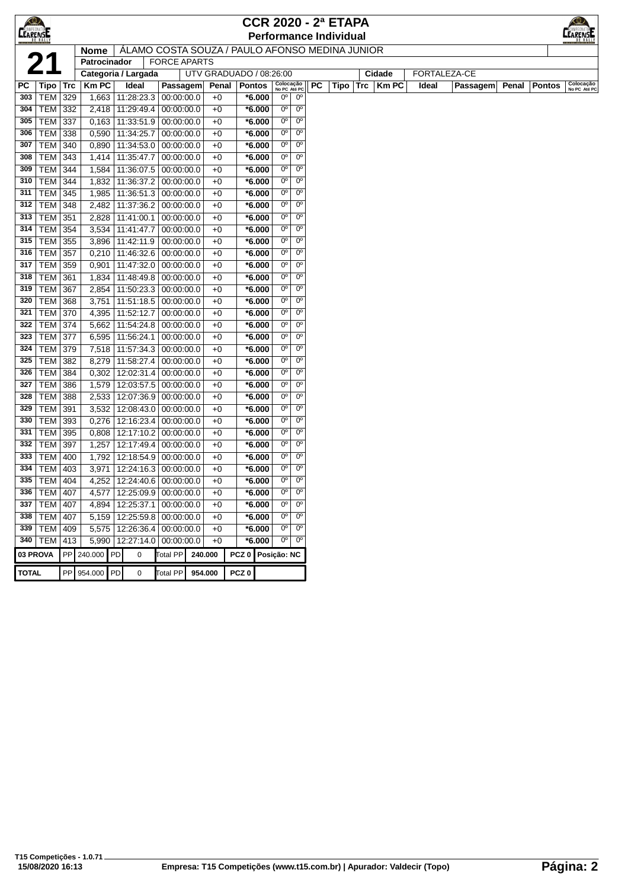# CCR 2020 - 2ª ETAPA
## Performance Individual

**21**

| | |
|---|---|
| Nome | ÁLAMO COSTA SOUZA / PAULO AFONSO MEDINA JUNIOR |
| Patrocinador | FORCE APARTS |
| Categoria / Largada | UTV GRADUADO / 08:26:00 |
| Cidade | FORTALEZA-CE |

| PC | Tipo | Trc | Km PC | Ideal | Passagem | Penal | Pontos | Colocação No PC | Colocação Até PC |
|---|---|---|---|---|---|---|---|---|---|
| 303 | TEM | 329 | 1,663 | 11:28:23.3 | 00:00:00.0 | +0 | *6.000 | 0º | 0º |
| 304 | TEM | 332 | 2,418 | 11:29:49.4 | 00:00:00.0 | +0 | *6.000 | 0º | 0º |
| 305 | TEM | 337 | 0,163 | 11:33:51.9 | 00:00:00.0 | +0 | *6.000 | 0º | 0º |
| 306 | TEM | 338 | 0,590 | 11:34:25.7 | 00:00:00.0 | +0 | *6.000 | 0º | 0º |
| 307 | TEM | 340 | 0,890 | 11:34:53.0 | 00:00:00.0 | +0 | *6.000 | 0º | 0º |
| 308 | TEM | 343 | 1,414 | 11:35:47.7 | 00:00:00.0 | +0 | *6.000 | 0º | 0º |
| 309 | TEM | 344 | 1,584 | 11:36:07.5 | 00:00:00.0 | +0 | *6.000 | 0º | 0º |
| 310 | TEM | 344 | 1,832 | 11:36:37.2 | 00:00:00.0 | +0 | *6.000 | 0º | 0º |
| 311 | TEM | 345 | 1,985 | 11:36:51.3 | 00:00:00.0 | +0 | *6.000 | 0º | 0º |
| 312 | TEM | 348 | 2,482 | 11:37:36.2 | 00:00:00.0 | +0 | *6.000 | 0º | 0º |
| 313 | TEM | 351 | 2,828 | 11:41:00.1 | 00:00:00.0 | +0 | *6.000 | 0º | 0º |
| 314 | TEM | 354 | 3,534 | 11:41:47.7 | 00:00:00.0 | +0 | *6.000 | 0º | 0º |
| 315 | TEM | 355 | 3,896 | 11:42:11.9 | 00:00:00.0 | +0 | *6.000 | 0º | 0º |
| 316 | TEM | 357 | 0,210 | 11:46:32.6 | 00:00:00.0 | +0 | *6.000 | 0º | 0º |
| 317 | TEM | 359 | 0,901 | 11:47:32.0 | 00:00:00.0 | +0 | *6.000 | 0º | 0º |
| 318 | TEM | 361 | 1,834 | 11:48:49.8 | 00:00:00.0 | +0 | *6.000 | 0º | 0º |
| 319 | TEM | 367 | 2,854 | 11:50:23.3 | 00:00:00.0 | +0 | *6.000 | 0º | 0º |
| 320 | TEM | 368 | 3,751 | 11:51:18.5 | 00:00:00.0 | +0 | *6.000 | 0º | 0º |
| 321 | TEM | 370 | 4,395 | 11:52:12.7 | 00:00:00.0 | +0 | *6.000 | 0º | 0º |
| 322 | TEM | 374 | 5,662 | 11:54:24.8 | 00:00:00.0 | +0 | *6.000 | 0º | 0º |
| 323 | TEM | 377 | 6,595 | 11:56:24.1 | 00:00:00.0 | +0 | *6.000 | 0º | 0º |
| 324 | TEM | 379 | 7,518 | 11:57:34.3 | 00:00:00.0 | +0 | *6.000 | 0º | 0º |
| 325 | TEM | 382 | 8,279 | 11:58:27.4 | 00:00:00.0 | +0 | *6.000 | 0º | 0º |
| 326 | TEM | 384 | 0,302 | 12:02:31.4 | 00:00:00.0 | +0 | *6.000 | 0º | 0º |
| 327 | TEM | 386 | 1,579 | 12:03:57.5 | 00:00:00.0 | +0 | *6.000 | 0º | 0º |
| 328 | TEM | 388 | 2,533 | 12:07:36.9 | 00:00:00.0 | +0 | *6.000 | 0º | 0º |
| 329 | TEM | 391 | 3,532 | 12:08:43.0 | 00:00:00.0 | +0 | *6.000 | 0º | 0º |
| 330 | TEM | 393 | 0,276 | 12:16:23.4 | 00:00:00.0 | +0 | *6.000 | 0º | 0º |
| 331 | TEM | 395 | 0,808 | 12:17:10.2 | 00:00:00.0 | +0 | *6.000 | 0º | 0º |
| 332 | TEM | 397 | 1,257 | 12:17:49.4 | 00:00:00.0 | +0 | *6.000 | 0º | 0º |
| 333 | TEM | 400 | 1,792 | 12:18:54.9 | 00:00:00.0 | +0 | *6.000 | 0º | 0º |
| 334 | TEM | 403 | 3,971 | 12:24:16.3 | 00:00:00.0 | +0 | *6.000 | 0º | 0º |
| 335 | TEM | 404 | 4,252 | 12:24:40.6 | 00:00:00.0 | +0 | *6.000 | 0º | 0º |
| 336 | TEM | 407 | 4,577 | 12:25:09.9 | 00:00:00.0 | +0 | *6.000 | 0º | 0º |
| 337 | TEM | 407 | 4,894 | 12:25:37.1 | 00:00:00.0 | +0 | *6.000 | 0º | 0º |
| 338 | TEM | 407 | 5,159 | 12:25:59.8 | 00:00:00.0 | +0 | *6.000 | 0º | 0º |
| 339 | TEM | 409 | 5,575 | 12:26:36.4 | 00:00:00.0 | +0 | *6.000 | 0º | 0º |
| 340 | TEM | 413 | 5,990 | 12:27:14.0 | 00:00:00.0 | +0 | *6.000 | 0º | 0º |

| | | | | | | | | |
|---|---|---|---|---|---|---|---|---|
| 03 PROVA | PP | 240.000 | PD | 0 | Total PP | 240.000 | PCZ 0 | Posição: NC |
| TOTAL | PP | 954.000 | PD | 0 | Total PP | 954.000 | PCZ 0 | |

T15 Competições - 1.0.71
15/08/2020 16:13
Empresa: T15 Competições (www.t15.com.br) | Apurador: Valdecir (Topo)